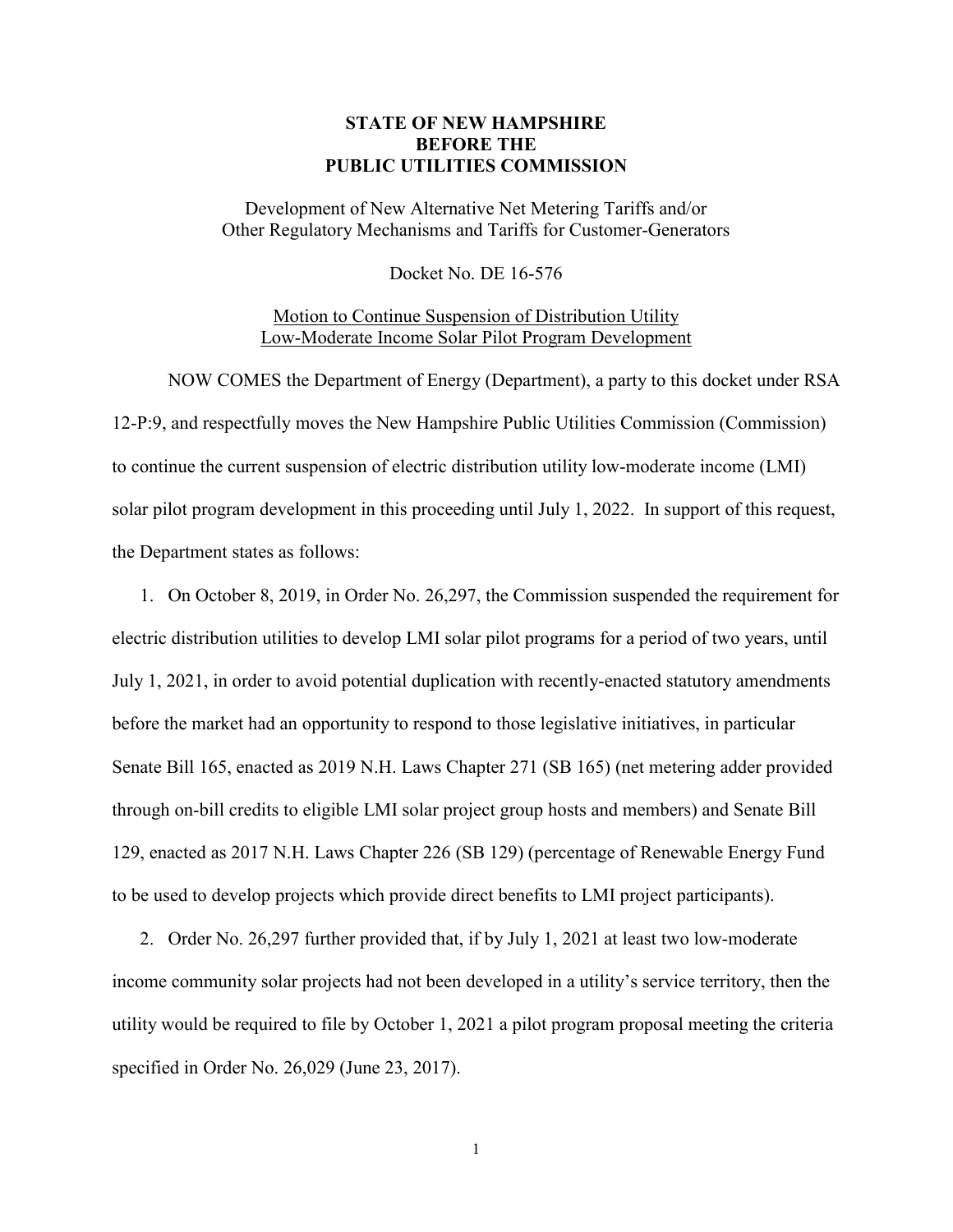**STATE OF NEW HAMPSHIRE**
**BEFORE THE**
**PUBLIC UTILITIES COMMISSION**

Development of New Alternative Net Metering Tariffs and/or Other Regulatory Mechanisms and Tariffs for Customer-Generators

Docket No. DE 16-576

Motion to Continue Suspension of Distribution Utility Low-Moderate Income Solar Pilot Program Development

NOW COMES the Department of Energy (Department), a party to this docket under RSA 12-P:9, and respectfully moves the New Hampshire Public Utilities Commission (Commission) to continue the current suspension of electric distribution utility low-moderate income (LMI) solar pilot program development in this proceeding until July 1, 2022. In support of this request, the Department states as follows:

1. On October 8, 2019, in Order No. 26,297, the Commission suspended the requirement for electric distribution utilities to develop LMI solar pilot programs for a period of two years, until July 1, 2021, in order to avoid potential duplication with recently-enacted statutory amendments before the market had an opportunity to respond to those legislative initiatives, in particular Senate Bill 165, enacted as 2019 N.H. Laws Chapter 271 (SB 165) (net metering adder provided through on-bill credits to eligible LMI solar project group hosts and members) and Senate Bill 129, enacted as 2017 N.H. Laws Chapter 226 (SB 129) (percentage of Renewable Energy Fund to be used to develop projects which provide direct benefits to LMI project participants).

2. Order No. 26,297 further provided that, if by July 1, 2021 at least two low-moderate income community solar projects had not been developed in a utility's service territory, then the utility would be required to file by October 1, 2021 a pilot program proposal meeting the criteria specified in Order No. 26,029 (June 23, 2017).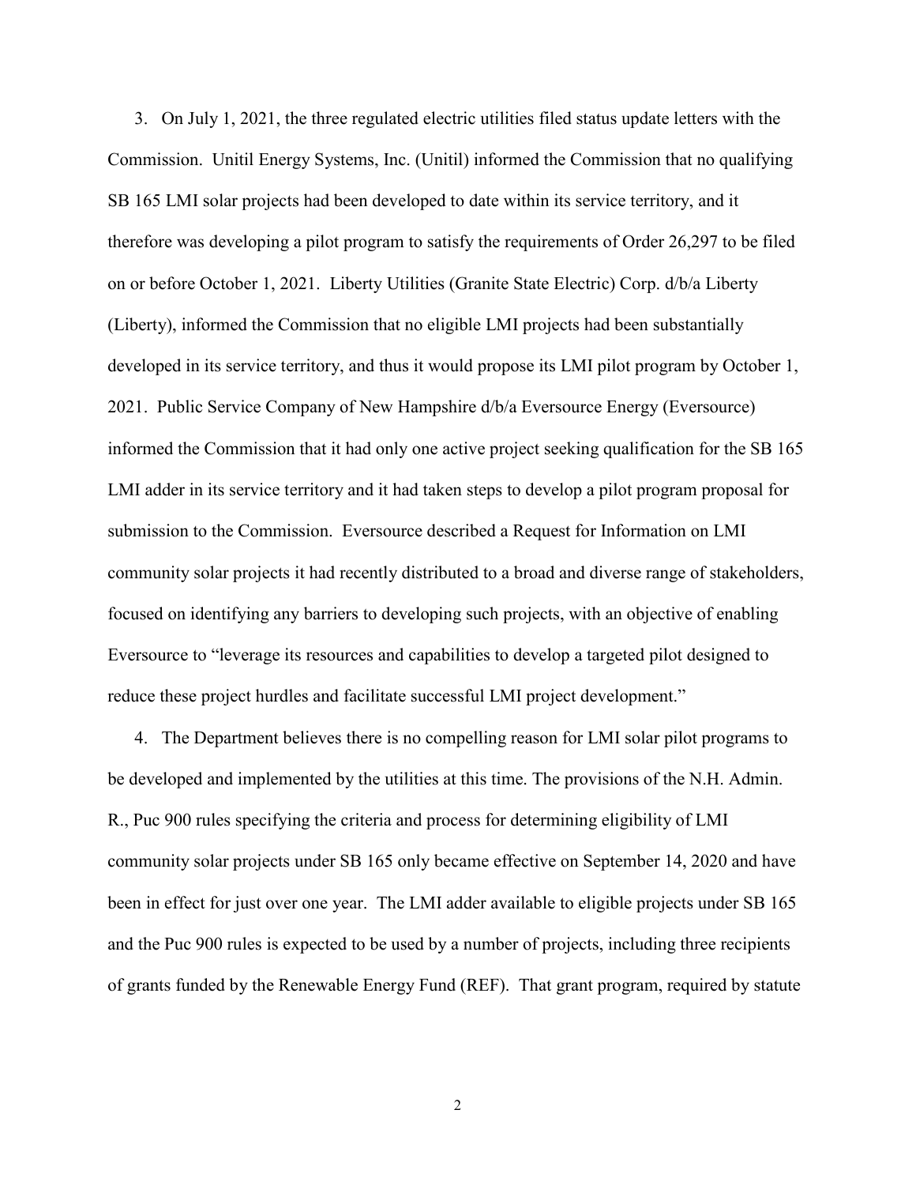3. On July 1, 2021, the three regulated electric utilities filed status update letters with the Commission. Unitil Energy Systems, Inc. (Unitil) informed the Commission that no qualifying SB 165 LMI solar projects had been developed to date within its service territory, and it therefore was developing a pilot program to satisfy the requirements of Order 26,297 to be filed on or before October 1, 2021. Liberty Utilities (Granite State Electric) Corp. d/b/a Liberty (Liberty), informed the Commission that no eligible LMI projects had been substantially developed in its service territory, and thus it would propose its LMI pilot program by October 1, 2021. Public Service Company of New Hampshire d/b/a Eversource Energy (Eversource) informed the Commission that it had only one active project seeking qualification for the SB 165 LMI adder in its service territory and it had taken steps to develop a pilot program proposal for submission to the Commission. Eversource described a Request for Information on LMI community solar projects it had recently distributed to a broad and diverse range of stakeholders, focused on identifying any barriers to developing such projects, with an objective of enabling Eversource to "leverage its resources and capabilities to develop a targeted pilot designed to reduce these project hurdles and facilitate successful LMI project development."

4. The Department believes there is no compelling reason for LMI solar pilot programs to be developed and implemented by the utilities at this time. The provisions of the N.H. Admin. R., Puc 900 rules specifying the criteria and process for determining eligibility of LMI community solar projects under SB 165 only became effective on September 14, 2020 and have been in effect for just over one year. The LMI adder available to eligible projects under SB 165 and the Puc 900 rules is expected to be used by a number of projects, including three recipients of grants funded by the Renewable Energy Fund (REF). That grant program, required by statute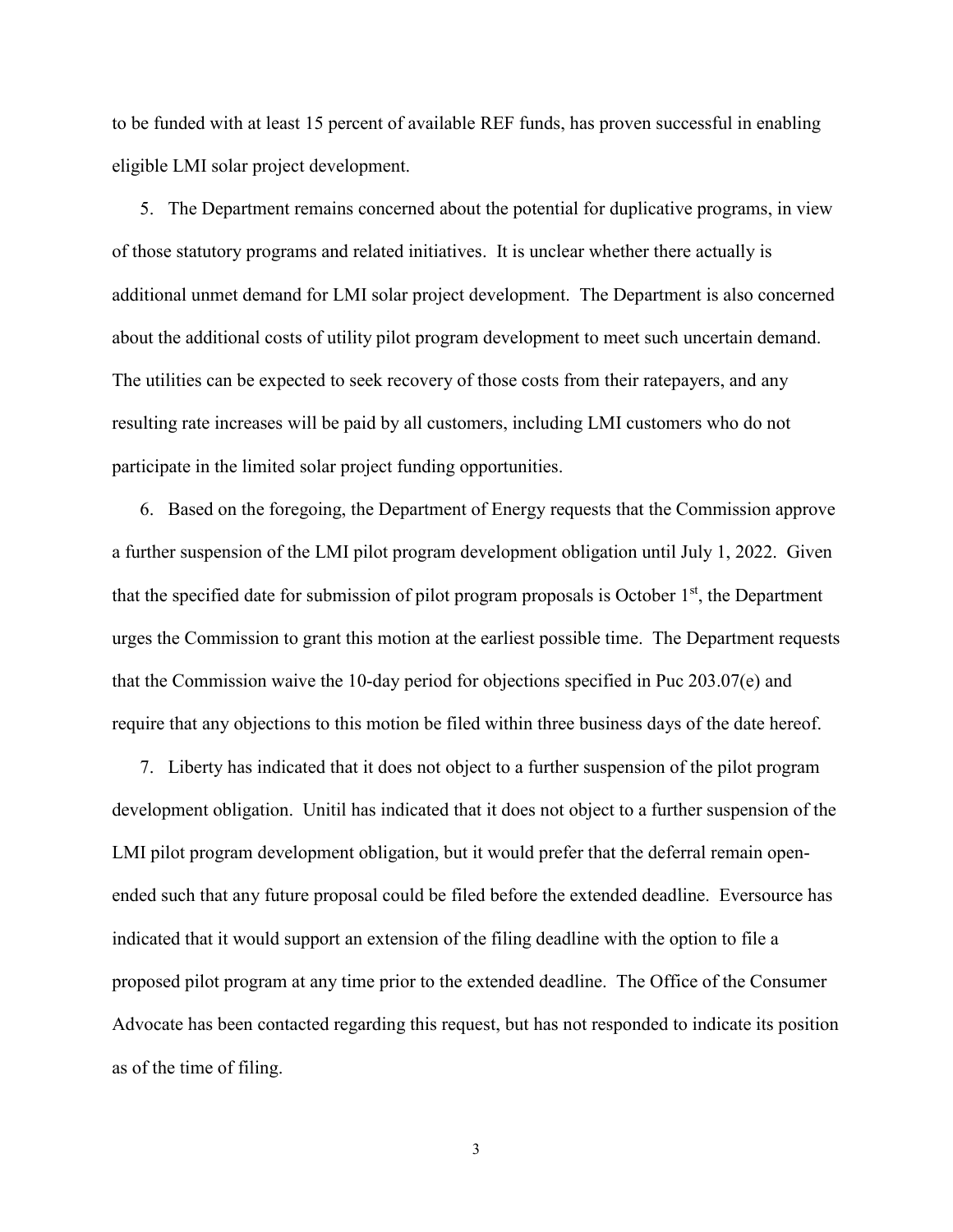to be funded with at least 15 percent of available REF funds, has proven successful in enabling eligible LMI solar project development.

5. The Department remains concerned about the potential for duplicative programs, in view of those statutory programs and related initiatives. It is unclear whether there actually is additional unmet demand for LMI solar project development. The Department is also concerned about the additional costs of utility pilot program development to meet such uncertain demand. The utilities can be expected to seek recovery of those costs from their ratepayers, and any resulting rate increases will be paid by all customers, including LMI customers who do not participate in the limited solar project funding opportunities.

6. Based on the foregoing, the Department of Energy requests that the Commission approve a further suspension of the LMI pilot program development obligation until July 1, 2022. Given that the specified date for submission of pilot program proposals is October 1st, the Department urges the Commission to grant this motion at the earliest possible time. The Department requests that the Commission waive the 10-day period for objections specified in Puc 203.07(e) and require that any objections to this motion be filed within three business days of the date hereof.

7. Liberty has indicated that it does not object to a further suspension of the pilot program development obligation. Unitil has indicated that it does not object to a further suspension of the LMI pilot program development obligation, but it would prefer that the deferral remain open-ended such that any future proposal could be filed before the extended deadline. Eversource has indicated that it would support an extension of the filing deadline with the option to file a proposed pilot program at any time prior to the extended deadline. The Office of the Consumer Advocate has been contacted regarding this request, but has not responded to indicate its position as of the time of filing.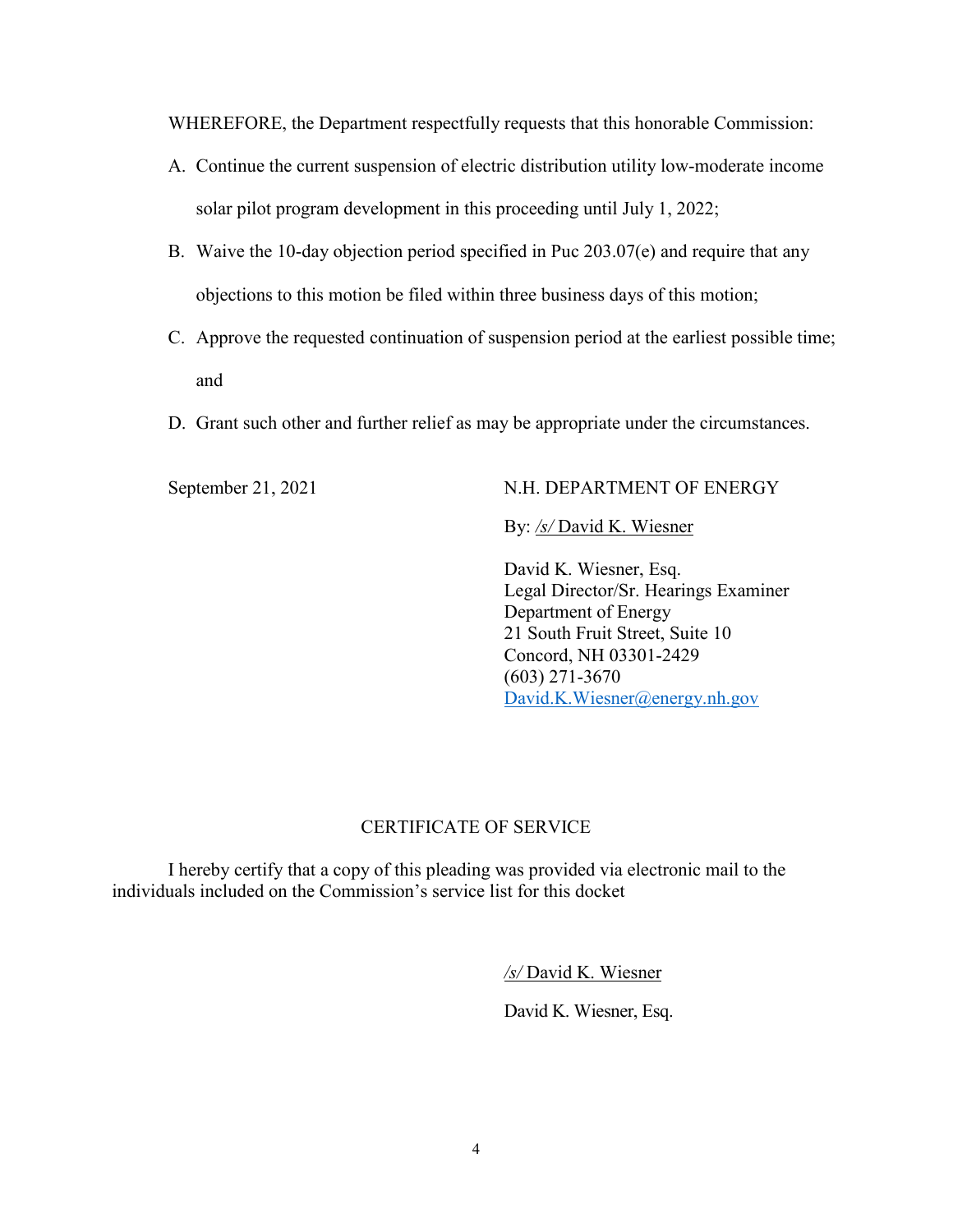WHEREFORE, the Department respectfully requests that this honorable Commission:

A. Continue the current suspension of electric distribution utility low-moderate income solar pilot program development in this proceeding until July 1, 2022;

B. Waive the 10-day objection period specified in Puc 203.07(e) and require that any objections to this motion be filed within three business days of this motion;

C. Approve the requested continuation of suspension period at the earliest possible time; and

D. Grant such other and further relief as may be appropriate under the circumstances.

September 21, 2021

N.H. DEPARTMENT OF ENERGY

By: */s/* David K. Wiesner

David K. Wiesner, Esq.
Legal Director/Sr. Hearings Examiner
Department of Energy
21 South Fruit Street, Suite 10
Concord, NH 03301-2429
(603) 271-3670
David.K.Wiesner@energy.nh.gov

CERTIFICATE OF SERVICE

I hereby certify that a copy of this pleading was provided via electronic mail to the individuals included on the Commission's service list for this docket

*/s/* David K. Wiesner

David K. Wiesner, Esq.